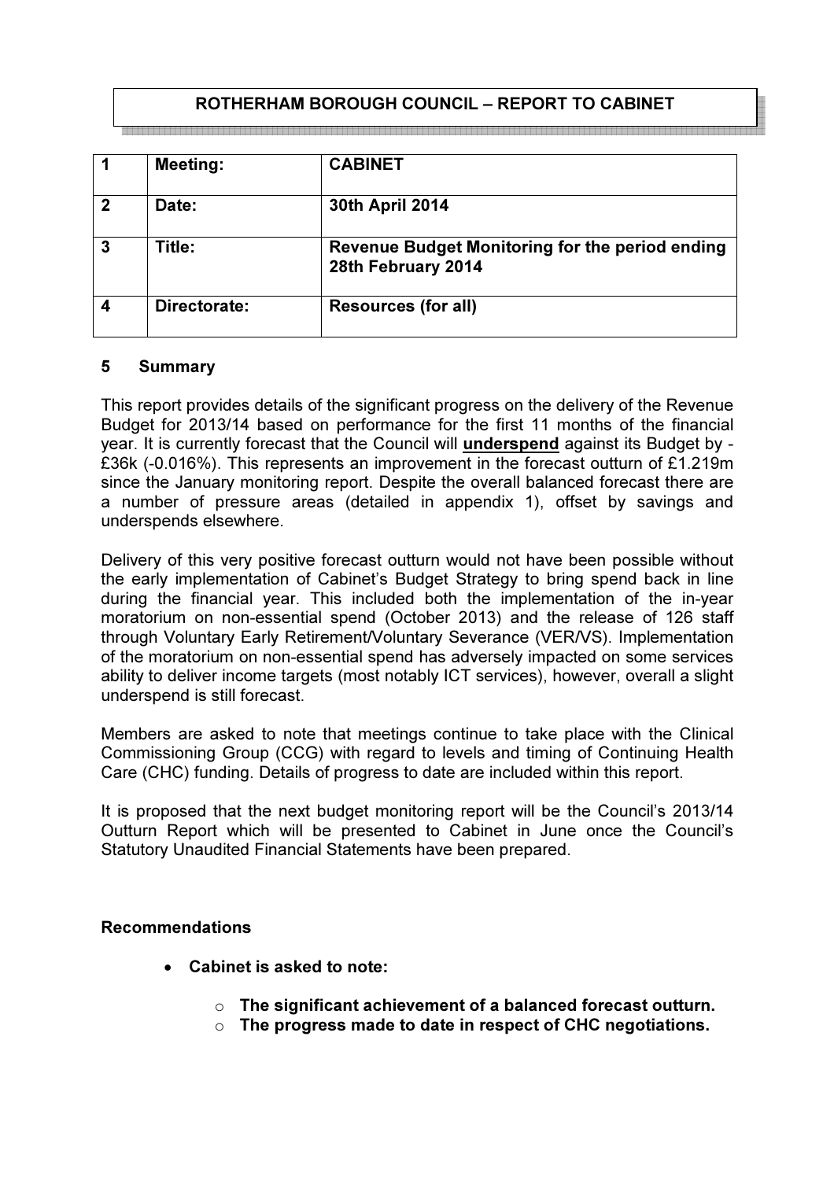**ROTHERHAM BOROUGH COUNCIL – REPORT TO CABINET**

| 1 | Meeting: | CABINET |
|---|---|---|
| 2 | Date: | 30th April 2014 |
| 3 | Title: | Revenue Budget Monitoring for the period ending 28th February 2014 |
| 4 | Directorate: | Resources (for all) |

## 5 Summary

This report provides details of the significant progress on the delivery of the Revenue Budget for 2013/14 based on performance for the first 11 months of the financial year. It is currently forecast that the Council will **underspend** against its Budget by -£36k (-0.016%). This represents an improvement in the forecast outturn of £1.219m since the January monitoring report. Despite the overall balanced forecast there are a number of pressure areas (detailed in appendix 1), offset by savings and underspends elsewhere.

Delivery of this very positive forecast outturn would not have been possible without the early implementation of Cabinet's Budget Strategy to bring spend back in line during the financial year. This included both the implementation of the in-year moratorium on non-essential spend (October 2013) and the release of 126 staff through Voluntary Early Retirement/Voluntary Severance (VER/VS). Implementation of the moratorium on non-essential spend has adversely impacted on some services ability to deliver income targets (most notably ICT services), however, overall a slight underspend is still forecast.

Members are asked to note that meetings continue to take place with the Clinical Commissioning Group (CCG) with regard to levels and timing of Continuing Health Care (CHC) funding. Details of progress to date are included within this report.

It is proposed that the next budget monitoring report will be the Council's 2013/14 Outturn Report which will be presented to Cabinet in June once the Council's Statutory Unaudited Financial Statements have been prepared.

**Recommendations**

- **Cabinet is asked to note:**
  - **The significant achievement of a balanced forecast outturn.**
  - **The progress made to date in respect of CHC negotiations.**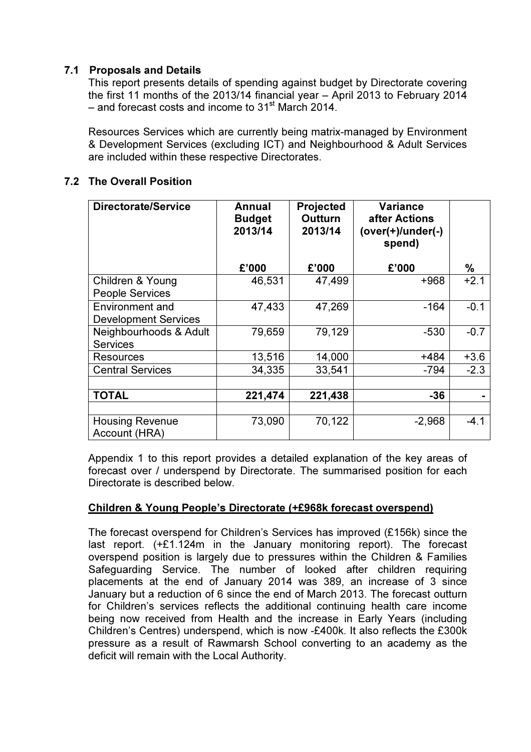### 7.1 Proposals and Details

This report presents details of spending against budget by Directorate covering the first 11 months of the 2013/14 financial year – April 2013 to February 2014 – and forecast costs and income to 31st March 2014.

Resources Services which are currently being matrix-managed by Environment & Development Services (excluding ICT) and Neighbourhood & Adult Services are included within these respective Directorates.

### 7.2 The Overall Position

| Directorate/Service | Annual Budget 2013/14 | Projected Outturn 2013/14 | Variance after Actions (over(+)/under(-) spend) | |
|---|---|---|---|---|
| | £'000 | £'000 | £'000 | % |
| Children & Young People Services | 46,531 | 47,499 | +968 | +2.1 |
| Environment and Development Services | 47,433 | 47,269 | -164 | -0.1 |
| Neighbourhoods & Adult Services | 79,659 | 79,129 | -530 | -0.7 |
| Resources | 13,516 | 14,000 | +484 | +3.6 |
| Central Services | 34,335 | 33,541 | -794 | -2.3 |
| | | | | |
| **TOTAL** | **221,474** | **221,438** | **-36** | **-** |
| | | | | |
| Housing Revenue Account (HRA) | 73,090 | 70,122 | -2,968 | -4.1 |

Appendix 1 to this report provides a detailed explanation of the key areas of forecast over / underspend by Directorate. The summarised position for each Directorate is described below.

**Children & Young People's Directorate (+£968k forecast overspend)**

The forecast overspend for Children's Services has improved (£156k) since the last report. (+£1.124m in the January monitoring report). The forecast overspend position is largely due to pressures within the Children & Families Safeguarding Service. The number of looked after children requiring placements at the end of January 2014 was 389, an increase of 3 since January but a reduction of 6 since the end of March 2013. The forecast outturn for Children's services reflects the additional continuing health care income being now received from Health and the increase in Early Years (including Children's Centres) underspend, which is now -£400k. It also reflects the £300k pressure as a result of Rawmarsh School converting to an academy as the deficit will remain with the Local Authority.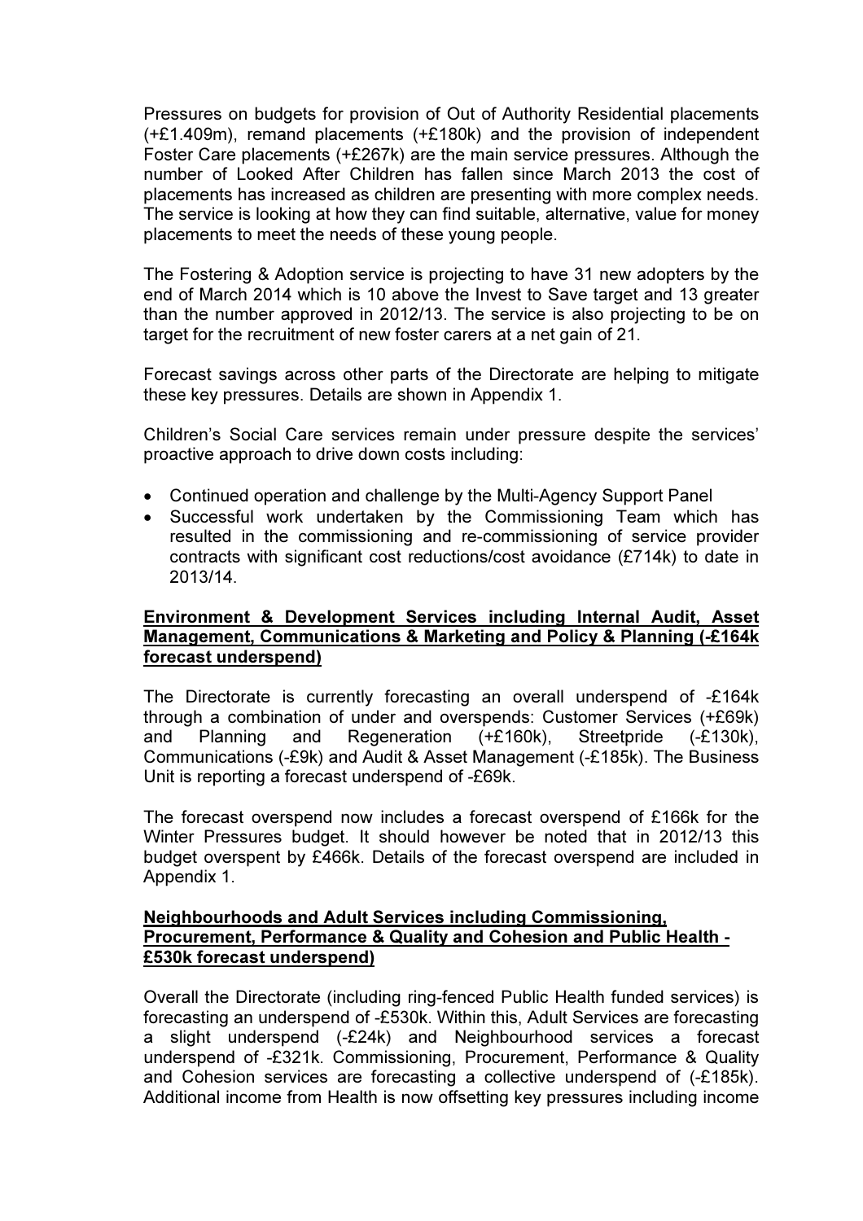Pressures on budgets for provision of Out of Authority Residential placements (+£1.409m), remand placements (+£180k) and the provision of independent Foster Care placements (+£267k) are the main service pressures. Although the number of Looked After Children has fallen since March 2013 the cost of placements has increased as children are presenting with more complex needs. The service is looking at how they can find suitable, alternative, value for money placements to meet the needs of these young people.

The Fostering & Adoption service is projecting to have 31 new adopters by the end of March 2014 which is 10 above the Invest to Save target and 13 greater than the number approved in 2012/13. The service is also projecting to be on target for the recruitment of new foster carers at a net gain of 21.

Forecast savings across other parts of the Directorate are helping to mitigate these key pressures. Details are shown in Appendix 1.

Children's Social Care services remain under pressure despite the services' proactive approach to drive down costs including:

- Continued operation and challenge by the Multi-Agency Support Panel
- Successful work undertaken by the Commissioning Team which has resulted in the commissioning and re-commissioning of service provider contracts with significant cost reductions/cost avoidance (£714k) to date in 2013/14.

**Environment & Development Services including Internal Audit, Asset Management, Communications & Marketing and Policy & Planning (-£164k forecast underspend)**

The Directorate is currently forecasting an overall underspend of -£164k through a combination of under and overspends: Customer Services (+£69k) and Planning and Regeneration (+£160k), Streetpride (-£130k), Communications (-£9k) and Audit & Asset Management (-£185k). The Business Unit is reporting a forecast underspend of -£69k.

The forecast overspend now includes a forecast overspend of £166k for the Winter Pressures budget. It should however be noted that in 2012/13 this budget overspent by £466k. Details of the forecast overspend are included in Appendix 1.

**Neighbourhoods and Adult Services including Commissioning, Procurement, Performance & Quality and Cohesion and Public Health - £530k forecast underspend)**

Overall the Directorate (including ring-fenced Public Health funded services) is forecasting an underspend of -£530k. Within this, Adult Services are forecasting a slight underspend (-£24k) and Neighbourhood services a forecast underspend of -£321k. Commissioning, Procurement, Performance & Quality and Cohesion services are forecasting a collective underspend of (-£185k). Additional income from Health is now offsetting key pressures including income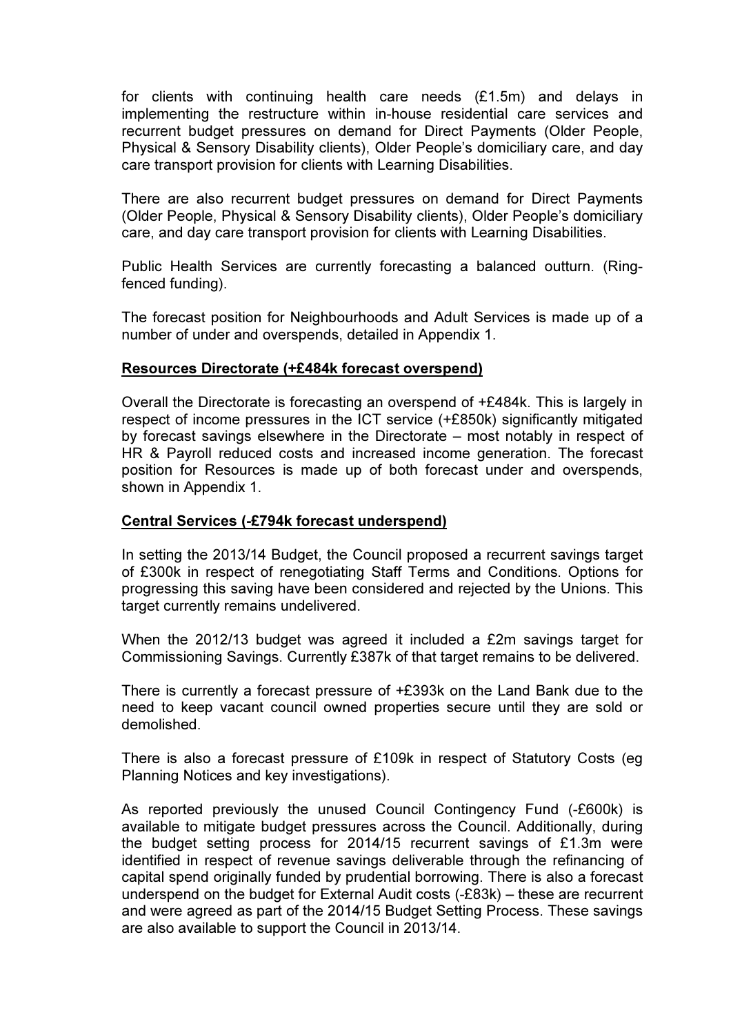for clients with continuing health care needs (£1.5m) and delays in implementing the restructure within in-house residential care services and recurrent budget pressures on demand for Direct Payments (Older People, Physical & Sensory Disability clients), Older People's domiciliary care, and day care transport provision for clients with Learning Disabilities.

There are also recurrent budget pressures on demand for Direct Payments (Older People, Physical & Sensory Disability clients), Older People's domiciliary care, and day care transport provision for clients with Learning Disabilities.

Public Health Services are currently forecasting a balanced outturn. (Ring-fenced funding).

The forecast position for Neighbourhoods and Adult Services is made up of a number of under and overspends, detailed in Appendix 1.

**Resources Directorate (+£484k forecast overspend)**

Overall the Directorate is forecasting an overspend of +£484k. This is largely in respect of income pressures in the ICT service (+£850k) significantly mitigated by forecast savings elsewhere in the Directorate – most notably in respect of HR & Payroll reduced costs and increased income generation. The forecast position for Resources is made up of both forecast under and overspends, shown in Appendix 1.

**Central Services (-£794k forecast underspend)**

In setting the 2013/14 Budget, the Council proposed a recurrent savings target of £300k in respect of renegotiating Staff Terms and Conditions. Options for progressing this saving have been considered and rejected by the Unions. This target currently remains undelivered.

When the 2012/13 budget was agreed it included a £2m savings target for Commissioning Savings. Currently £387k of that target remains to be delivered.

There is currently a forecast pressure of +£393k on the Land Bank due to the need to keep vacant council owned properties secure until they are sold or demolished.

There is also a forecast pressure of £109k in respect of Statutory Costs (eg Planning Notices and key investigations).

As reported previously the unused Council Contingency Fund (-£600k) is available to mitigate budget pressures across the Council. Additionally, during the budget setting process for 2014/15 recurrent savings of £1.3m were identified in respect of revenue savings deliverable through the refinancing of capital spend originally funded by prudential borrowing. There is also a forecast underspend on the budget for External Audit costs (-£83k) – these are recurrent and were agreed as part of the 2014/15 Budget Setting Process. These savings are also available to support the Council in 2013/14.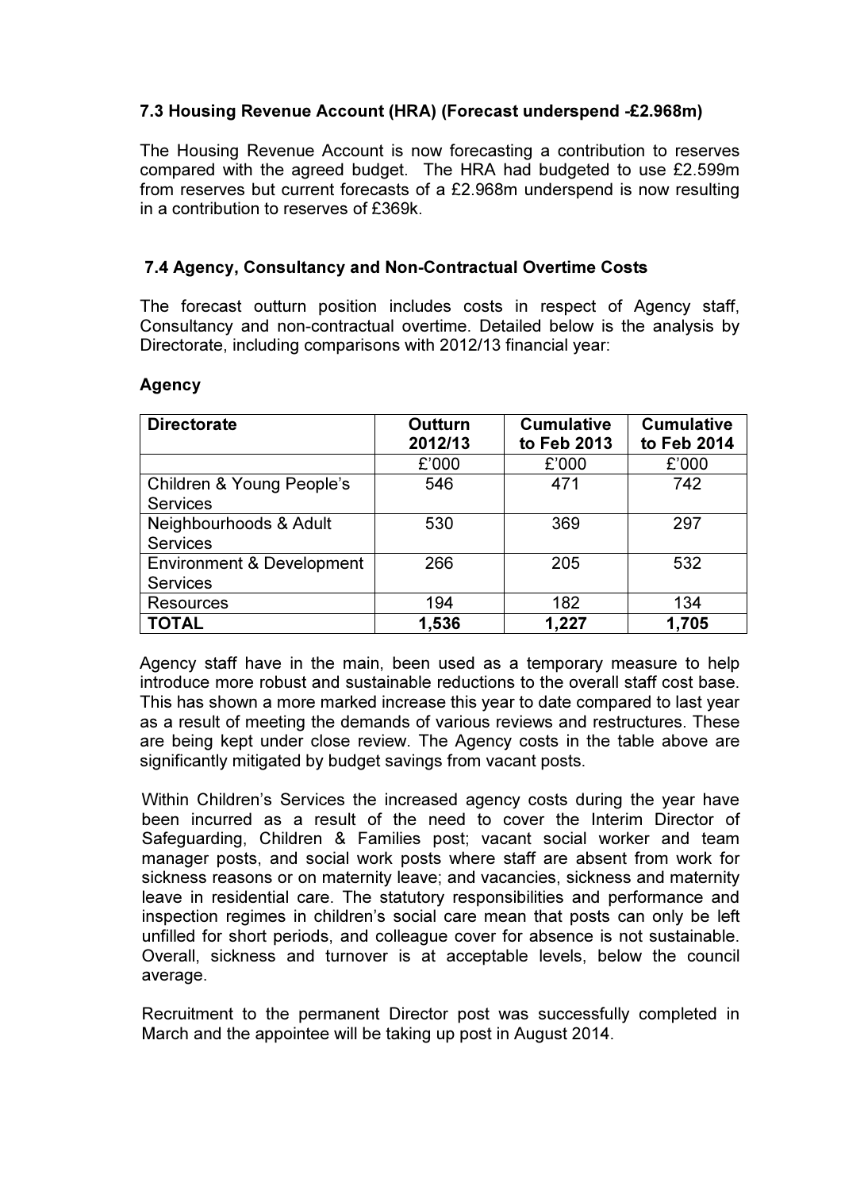### 7.3 Housing Revenue Account (HRA) (Forecast underspend -£2.968m)

The Housing Revenue Account is now forecasting a contribution to reserves compared with the agreed budget. The HRA had budgeted to use £2.599m from reserves but current forecasts of a £2.968m underspend is now resulting in a contribution to reserves of £369k.

### 7.4 Agency, Consultancy and Non-Contractual Overtime Costs

The forecast outturn position includes costs in respect of Agency staff, Consultancy and non-contractual overtime. Detailed below is the analysis by Directorate, including comparisons with 2012/13 financial year:

**Agency**

| Directorate | Outturn 2012/13 | Cumulative to Feb 2013 | Cumulative to Feb 2014 |
|---|---|---|---|
| | £'000 | £'000 | £'000 |
| Children & Young People's Services | 546 | 471 | 742 |
| Neighbourhoods & Adult Services | 530 | 369 | 297 |
| Environment & Development Services | 266 | 205 | 532 |
| Resources | 194 | 182 | 134 |
| **TOTAL** | **1,536** | **1,227** | **1,705** |

Agency staff have in the main, been used as a temporary measure to help introduce more robust and sustainable reductions to the overall staff cost base. This has shown a more marked increase this year to date compared to last year as a result of meeting the demands of various reviews and restructures. These are being kept under close review. The Agency costs in the table above are significantly mitigated by budget savings from vacant posts.

Within Children's Services the increased agency costs during the year have been incurred as a result of the need to cover the Interim Director of Safeguarding, Children & Families post; vacant social worker and team manager posts, and social work posts where staff are absent from work for sickness reasons or on maternity leave; and vacancies, sickness and maternity leave in residential care. The statutory responsibilities and performance and inspection regimes in children's social care mean that posts can only be left unfilled for short periods, and colleague cover for absence is not sustainable. Overall, sickness and turnover is at acceptable levels, below the council average.

Recruitment to the permanent Director post was successfully completed in March and the appointee will be taking up post in August 2014.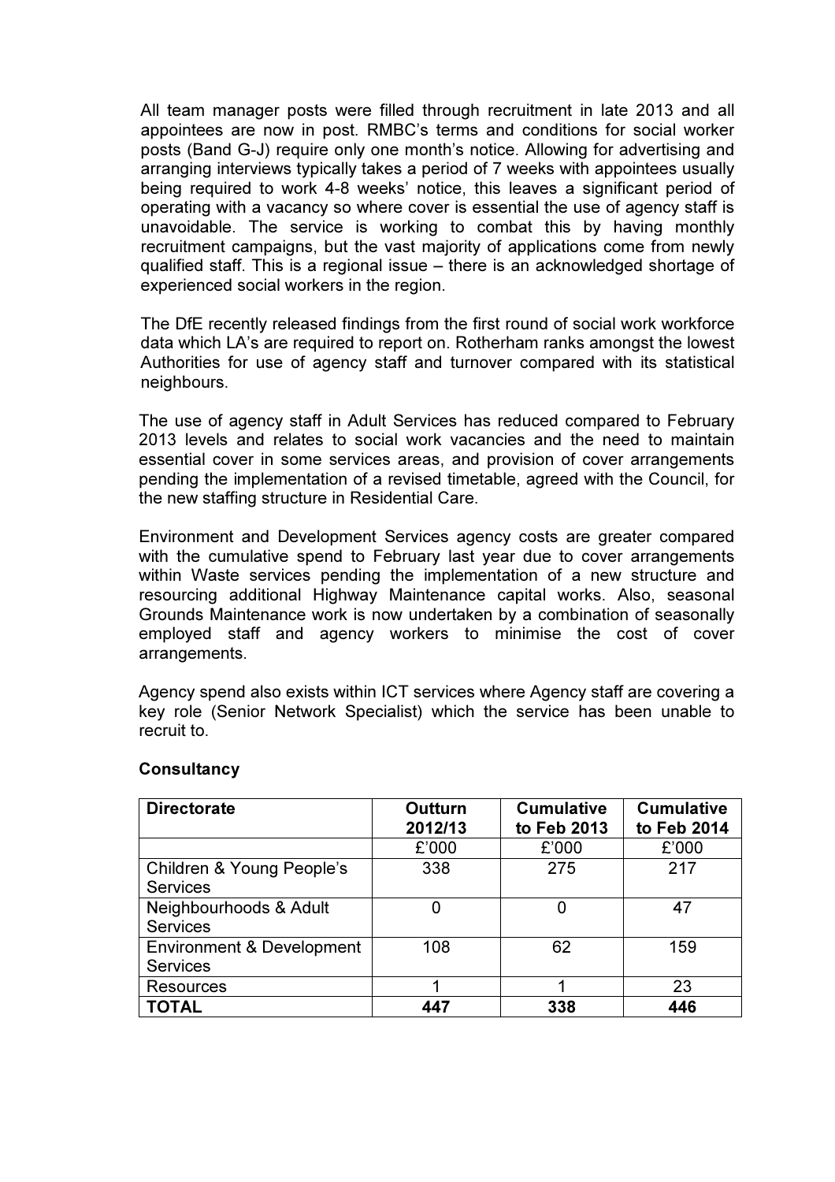All team manager posts were filled through recruitment in late 2013 and all appointees are now in post. RMBC's terms and conditions for social worker posts (Band G-J) require only one month's notice. Allowing for advertising and arranging interviews typically takes a period of 7 weeks with appointees usually being required to work 4-8 weeks' notice, this leaves a significant period of operating with a vacancy so where cover is essential the use of agency staff is unavoidable. The service is working to combat this by having monthly recruitment campaigns, but the vast majority of applications come from newly qualified staff. This is a regional issue – there is an acknowledged shortage of experienced social workers in the region.

The DfE recently released findings from the first round of social work workforce data which LA's are required to report on. Rotherham ranks amongst the lowest Authorities for use of agency staff and turnover compared with its statistical neighbours.

The use of agency staff in Adult Services has reduced compared to February 2013 levels and relates to social work vacancies and the need to maintain essential cover in some services areas, and provision of cover arrangements pending the implementation of a revised timetable, agreed with the Council, for the new staffing structure in Residential Care.

Environment and Development Services agency costs are greater compared with the cumulative spend to February last year due to cover arrangements within Waste services pending the implementation of a new structure and resourcing additional Highway Maintenance capital works. Also, seasonal Grounds Maintenance work is now undertaken by a combination of seasonally employed staff and agency workers to minimise the cost of cover arrangements.

Agency spend also exists within ICT services where Agency staff are covering a key role (Senior Network Specialist) which the service has been unable to recruit to.

**Consultancy**

| Directorate | Outturn 2012/13 | Cumulative to Feb 2013 | Cumulative to Feb 2014 |
|---|---|---|---|
| | £'000 | £'000 | £'000 |
| Children & Young People's Services | 338 | 275 | 217 |
| Neighbourhoods & Adult Services | 0 | 0 | 47 |
| Environment & Development Services | 108 | 62 | 159 |
| Resources | 1 | 1 | 23 |
| **TOTAL** | **447** | **338** | **446** |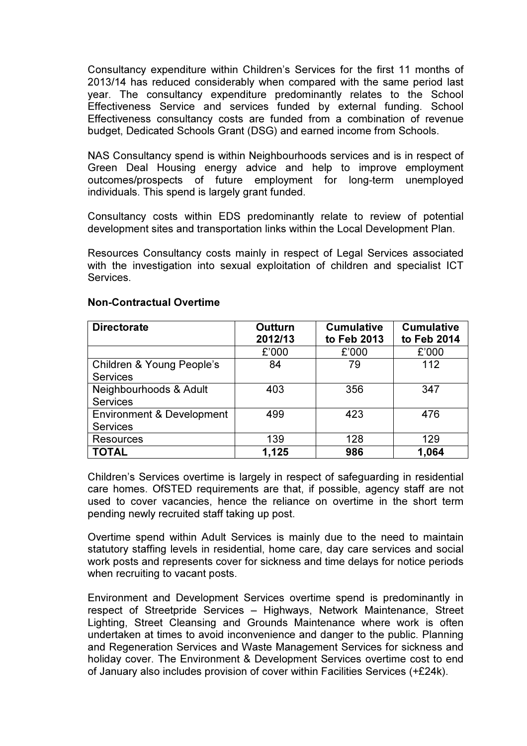Consultancy expenditure within Children's Services for the first 11 months of 2013/14 has reduced considerably when compared with the same period last year. The consultancy expenditure predominantly relates to the School Effectiveness Service and services funded by external funding. School Effectiveness consultancy costs are funded from a combination of revenue budget, Dedicated Schools Grant (DSG) and earned income from Schools.

NAS Consultancy spend is within Neighbourhoods services and is in respect of Green Deal Housing energy advice and help to improve employment outcomes/prospects of future employment for long-term unemployed individuals. This spend is largely grant funded.

Consultancy costs within EDS predominantly relate to review of potential development sites and transportation links within the Local Development Plan.

Resources Consultancy costs mainly in respect of Legal Services associated with the investigation into sexual exploitation of children and specialist ICT Services.

**Non-Contractual Overtime**

| Directorate | Outturn 2012/13 | Cumulative to Feb 2013 | Cumulative to Feb 2014 |
|---|---|---|---|
| | £'000 | £'000 | £'000 |
| Children & Young People's Services | 84 | 79 | 112 |
| Neighbourhoods & Adult Services | 403 | 356 | 347 |
| Environment & Development Services | 499 | 423 | 476 |
| Resources | 139 | 128 | 129 |
| **TOTAL** | **1,125** | **986** | **1,064** |

Children's Services overtime is largely in respect of safeguarding in residential care homes. OfSTED requirements are that, if possible, agency staff are not used to cover vacancies, hence the reliance on overtime in the short term pending newly recruited staff taking up post.

Overtime spend within Adult Services is mainly due to the need to maintain statutory staffing levels in residential, home care, day care services and social work posts and represents cover for sickness and time delays for notice periods when recruiting to vacant posts.

Environment and Development Services overtime spend is predominantly in respect of Streetpride Services – Highways, Network Maintenance, Street Lighting, Street Cleansing and Grounds Maintenance where work is often undertaken at times to avoid inconvenience and danger to the public. Planning and Regeneration Services and Waste Management Services for sickness and holiday cover. The Environment & Development Services overtime cost to end of January also includes provision of cover within Facilities Services (+£24k).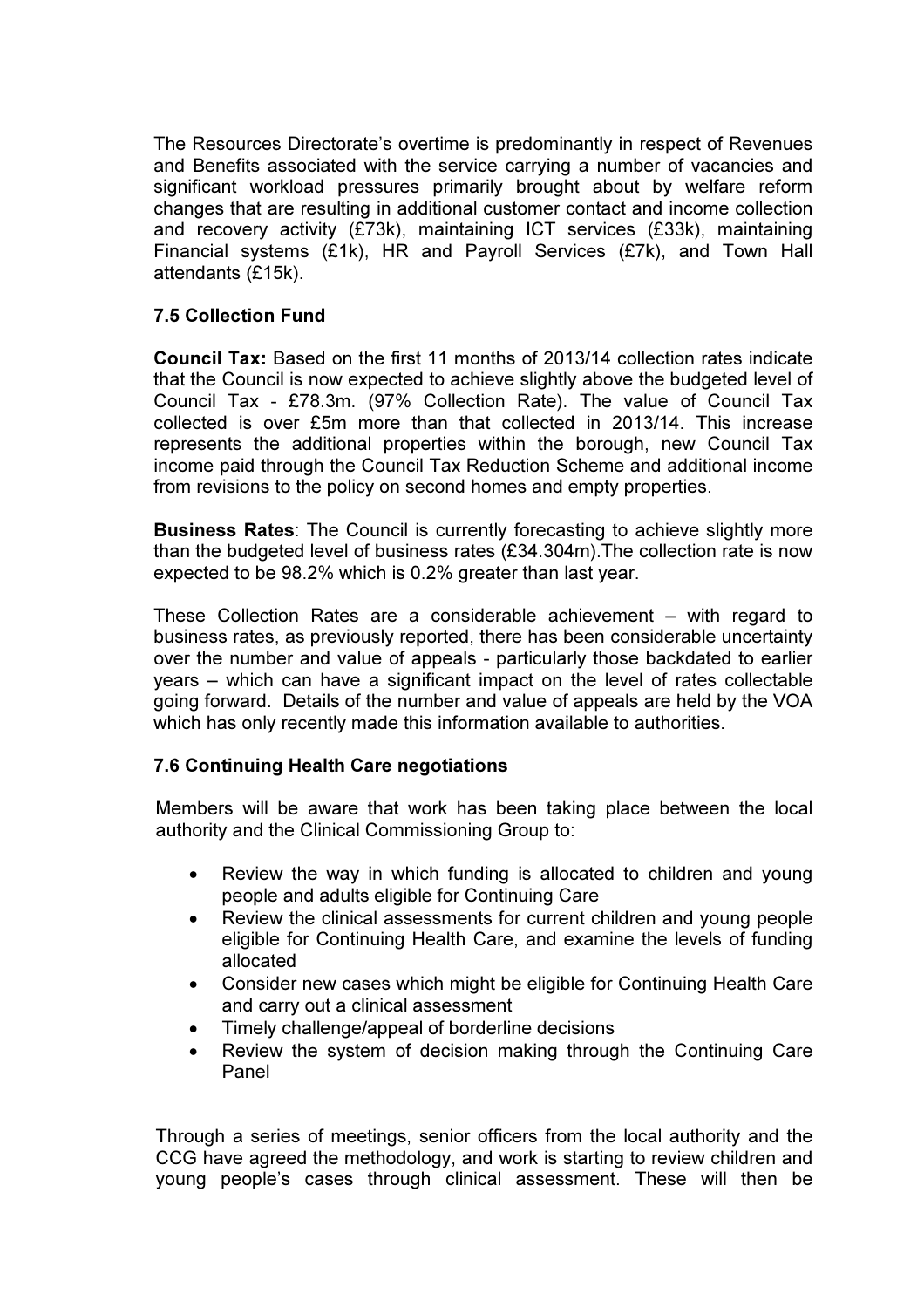The Resources Directorate's overtime is predominantly in respect of Revenues and Benefits associated with the service carrying a number of vacancies and significant workload pressures primarily brought about by welfare reform changes that are resulting in additional customer contact and income collection and recovery activity (£73k), maintaining ICT services (£33k), maintaining Financial systems (£1k), HR and Payroll Services (£7k), and Town Hall attendants (£15k).

### 7.5 Collection Fund

**Council Tax:** Based on the first 11 months of 2013/14 collection rates indicate that the Council is now expected to achieve slightly above the budgeted level of Council Tax - £78.3m. (97% Collection Rate). The value of Council Tax collected is over £5m more than that collected in 2013/14. This increase represents the additional properties within the borough, new Council Tax income paid through the Council Tax Reduction Scheme and additional income from revisions to the policy on second homes and empty properties.

**Business Rates**: The Council is currently forecasting to achieve slightly more than the budgeted level of business rates (£34.304m).The collection rate is now expected to be 98.2% which is 0.2% greater than last year.

These Collection Rates are a considerable achievement – with regard to business rates, as previously reported, there has been considerable uncertainty over the number and value of appeals - particularly those backdated to earlier years – which can have a significant impact on the level of rates collectable going forward. Details of the number and value of appeals are held by the VOA which has only recently made this information available to authorities.

### 7.6 Continuing Health Care negotiations

Members will be aware that work has been taking place between the local authority and the Clinical Commissioning Group to:

- Review the way in which funding is allocated to children and young people and adults eligible for Continuing Care
- Review the clinical assessments for current children and young people eligible for Continuing Health Care, and examine the levels of funding allocated
- Consider new cases which might be eligible for Continuing Health Care and carry out a clinical assessment
- Timely challenge/appeal of borderline decisions
- Review the system of decision making through the Continuing Care Panel

Through a series of meetings, senior officers from the local authority and the CCG have agreed the methodology, and work is starting to review children and young people's cases through clinical assessment. These will then be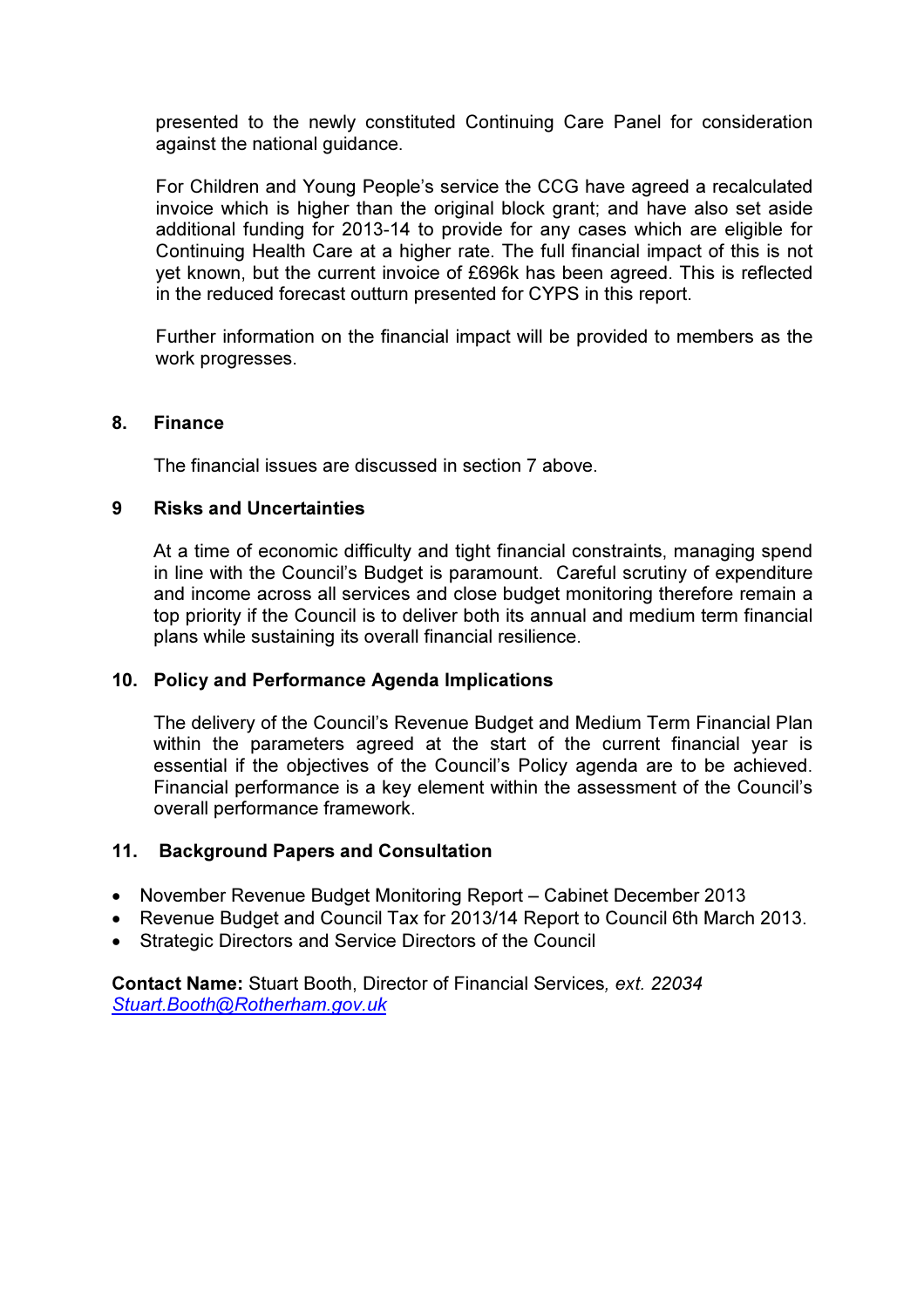presented to the newly constituted Continuing Care Panel for consideration against the national guidance.

For Children and Young People's service the CCG have agreed a recalculated invoice which is higher than the original block grant; and have also set aside additional funding for 2013-14 to provide for any cases which are eligible for Continuing Health Care at a higher rate. The full financial impact of this is not yet known, but the current invoice of £696k has been agreed. This is reflected in the reduced forecast outturn presented for CYPS in this report.

Further information on the financial impact will be provided to members as the work progresses.

## 8. Finance

The financial issues are discussed in section 7 above.

## 9 Risks and Uncertainties

At a time of economic difficulty and tight financial constraints, managing spend in line with the Council's Budget is paramount. Careful scrutiny of expenditure and income across all services and close budget monitoring therefore remain a top priority if the Council is to deliver both its annual and medium term financial plans while sustaining its overall financial resilience.

## 10. Policy and Performance Agenda Implications

The delivery of the Council's Revenue Budget and Medium Term Financial Plan within the parameters agreed at the start of the current financial year is essential if the objectives of the Council's Policy agenda are to be achieved. Financial performance is a key element within the assessment of the Council's overall performance framework.

## 11. Background Papers and Consultation

- November Revenue Budget Monitoring Report – Cabinet December 2013
- Revenue Budget and Council Tax for 2013/14 Report to Council 6th March 2013.
- Strategic Directors and Service Directors of the Council

**Contact Name:** Stuart Booth, Director of Financial Services*, ext. 22034*
Stuart.Booth@Rotherham.gov.uk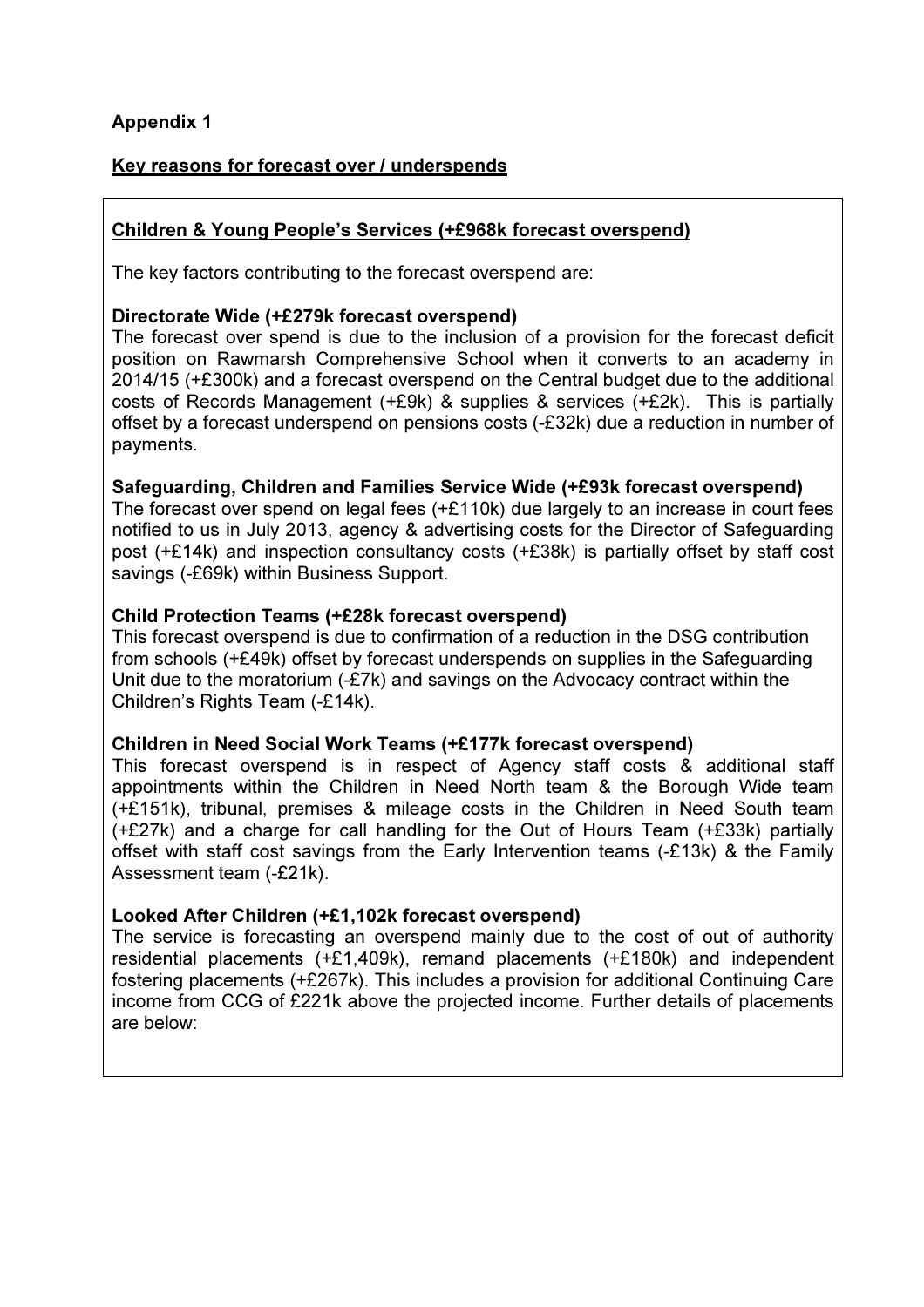**Appendix 1**

**Key reasons for forecast over / underspends**

**Children & Young People's Services (+£968k forecast overspend)**

The key factors contributing to the forecast overspend are:

**Directorate Wide (+£279k forecast overspend)**

The forecast over spend is due to the inclusion of a provision for the forecast deficit position on Rawmarsh Comprehensive School when it converts to an academy in 2014/15 (+£300k) and a forecast overspend on the Central budget due to the additional costs of Records Management (+£9k) & supplies & services (+£2k). This is partially offset by a forecast underspend on pensions costs (-£32k) due a reduction in number of payments.

**Safeguarding, Children and Families Service Wide (+£93k forecast overspend)**

The forecast over spend on legal fees (+£110k) due largely to an increase in court fees notified to us in July 2013, agency & advertising costs for the Director of Safeguarding post (+£14k) and inspection consultancy costs (+£38k) is partially offset by staff cost savings (-£69k) within Business Support.

**Child Protection Teams (+£28k forecast overspend)**

This forecast overspend is due to confirmation of a reduction in the DSG contribution from schools (+£49k) offset by forecast underspends on supplies in the Safeguarding Unit due to the moratorium (-£7k) and savings on the Advocacy contract within the Children's Rights Team (-£14k).

**Children in Need Social Work Teams (+£177k forecast overspend)**

This forecast overspend is in respect of Agency staff costs & additional staff appointments within the Children in Need North team & the Borough Wide team (+£151k), tribunal, premises & mileage costs in the Children in Need South team (+£27k) and a charge for call handling for the Out of Hours Team (+£33k) partially offset with staff cost savings from the Early Intervention teams (-£13k) & the Family Assessment team (-£21k).

**Looked After Children (+£1,102k forecast overspend)**

The service is forecasting an overspend mainly due to the cost of out of authority residential placements (+£1,409k), remand placements (+£180k) and independent fostering placements (+£267k). This includes a provision for additional Continuing Care income from CCG of £221k above the projected income. Further details of placements are below: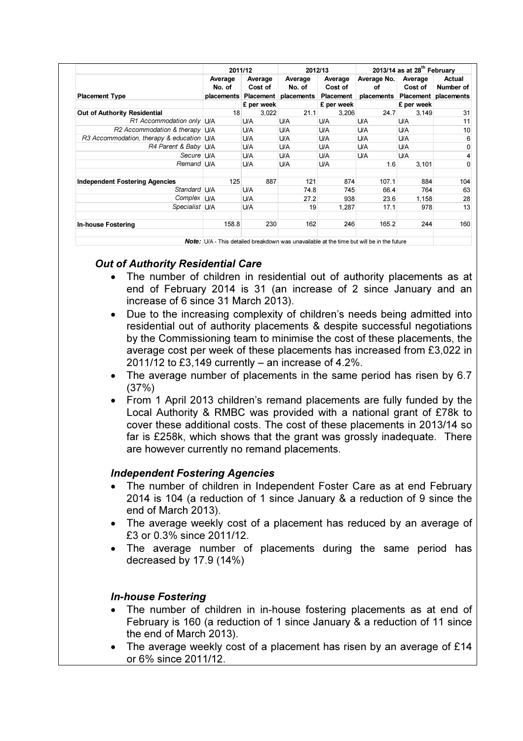| | 2011/12 | | 2012/13 | | 2013/14 as at 28th February | | |
|---|---|---|---|---|---|---|---|
| **Placement Type** | **Average No. of placements** | **Average Cost of Placement** | **Average No. of placements** | **Average Cost of Placement** | **Average No. of placements** | **Average Cost of Placement** | **Actual Number of placements** |
| | | **£ per week** | | **£ per week** | | **£ per week** | |
| **Out of Authority Residential** | 18 | 3,022 | 21.1 | 3,206 | 24.7 | 3,149 | 31 |
| *R1 Accommodation only* | U/A | U/A | U/A | U/A | U/A | U/A | 11 |
| *R2 Accommodation & therapy* | U/A | U/A | U/A | U/A | U/A | U/A | 10 |
| *R3 Accommodation, therapy & education* | U/A | U/A | U/A | U/A | U/A | U/A | 6 |
| *R4 Parent & Baby* | U/A | U/A | U/A | U/A | U/A | U/A | 0 |
| *Secure* | U/A | U/A | U/A | U/A | U/A | U/A | 4 |
| *Remand* | U/A | U/A | U/A | U/A | 1.6 | 3,101 | 0 |
| | | | | | | | |
| **Independent Fostering Agencies** | 125 | 887 | 121 | 874 | 107.1 | 884 | 104 |
| *Standard* | U/A | U/A | 74.8 | 745 | 66.4 | 764 | 63 |
| *Complex* | U/A | U/A | 27.2 | 938 | 23.6 | 1,158 | 28 |
| *Specialist* | U/A | U/A | 19 | 1,287 | 17.1 | 978 | 13 |
| | | | | | | | |
| **In-house Fostering** | 158.8 | 230 | 162 | 246 | 165.2 | 244 | 160 |
| | | | | | | | |
| ***Note:*** | U/A - This detailed breakdown was unavailable at the time but will be in the future | | | | | | |

### *Out of Authority Residential Care*

- The number of children in residential out of authority placements as at end of February 2014 is 31 (an increase of 2 since January and an increase of 6 since 31 March 2013).
- Due to the increasing complexity of children's needs being admitted into residential out of authority placements & despite successful negotiations by the Commissioning team to minimise the cost of these placements, the average cost per week of these placements has increased from £3,022 in 2011/12 to £3,149 currently – an increase of 4.2%.
- The average number of placements in the same period has risen by 6.7 (37%)
- From 1 April 2013 children's remand placements are fully funded by the Local Authority & RMBC was provided with a national grant of £78k to cover these additional costs. The cost of these placements in 2013/14 so far is £258k, which shows that the grant was grossly inadequate. There are however currently no remand placements.

### *Independent Fostering Agencies*

- The number of children in Independent Foster Care as at end February 2014 is 104 (a reduction of 1 since January & a reduction of 9 since the end of March 2013).
- The average weekly cost of a placement has reduced by an average of £3 or 0.3% since 2011/12.
- The average number of placements during the same period has decreased by 17.9 (14%)

### *In-house Fostering*

- The number of children in in-house fostering placements as at end of February is 160 (a reduction of 1 since January & a reduction of 11 since the end of March 2013).
- The average weekly cost of a placement has risen by an average of £14 or 6% since 2011/12.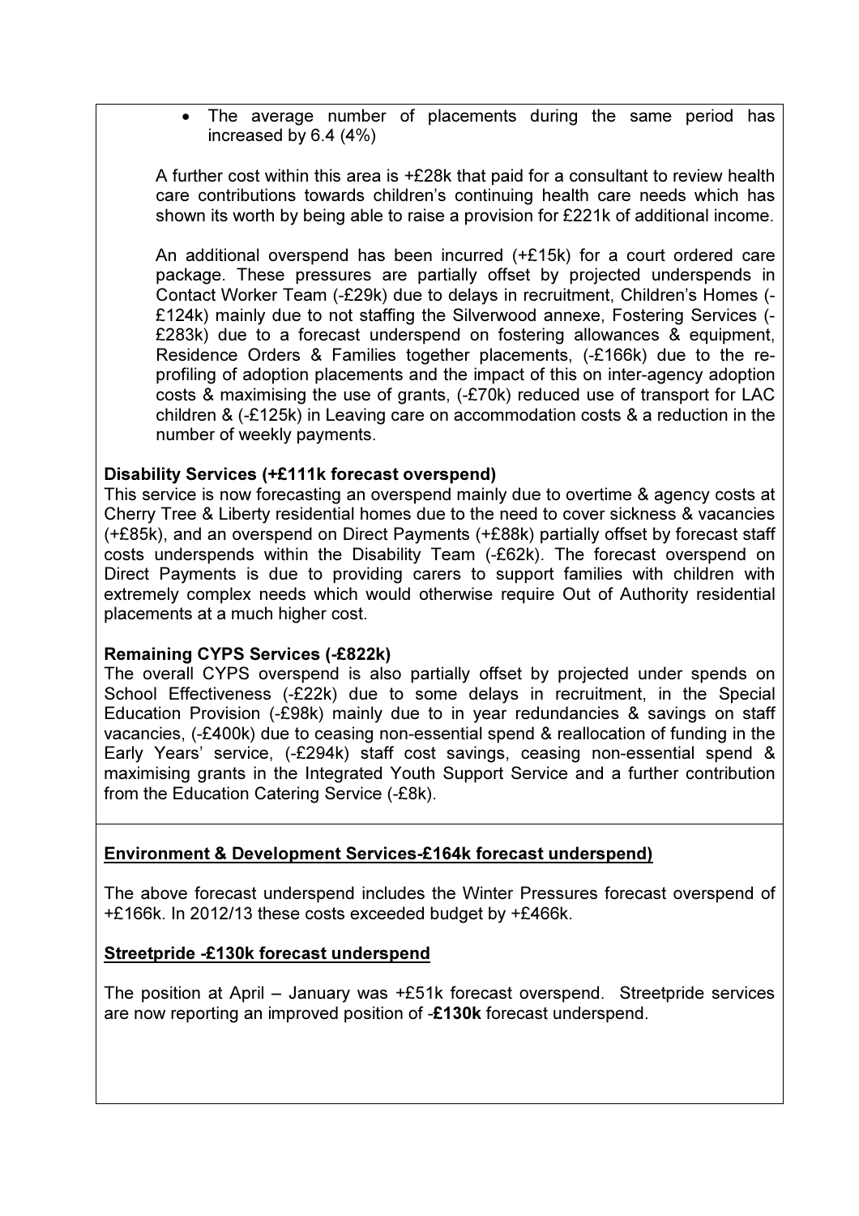- The average number of placements during the same period has increased by 6.4 (4%)

A further cost within this area is +£28k that paid for a consultant to review health care contributions towards children's continuing health care needs which has shown its worth by being able to raise a provision for £221k of additional income.

An additional overspend has been incurred (+£15k) for a court ordered care package. These pressures are partially offset by projected underspends in Contact Worker Team (-£29k) due to delays in recruitment, Children's Homes (-£124k) mainly due to not staffing the Silverwood annexe, Fostering Services (-£283k) due to a forecast underspend on fostering allowances & equipment, Residence Orders & Families together placements, (-£166k) due to the re-profiling of adoption placements and the impact of this on inter-agency adoption costs & maximising the use of grants, (-£70k) reduced use of transport for LAC children & (-£125k) in Leaving care on accommodation costs & a reduction in the number of weekly payments.

**Disability Services (+£111k forecast overspend)**

This service is now forecasting an overspend mainly due to overtime & agency costs at Cherry Tree & Liberty residential homes due to the need to cover sickness & vacancies (+£85k), and an overspend on Direct Payments (+£88k) partially offset by forecast staff costs underspends within the Disability Team (-£62k). The forecast overspend on Direct Payments is due to providing carers to support families with children with extremely complex needs which would otherwise require Out of Authority residential placements at a much higher cost.

**Remaining CYPS Services (-£822k)**

The overall CYPS overspend is also partially offset by projected under spends on School Effectiveness (-£22k) due to some delays in recruitment, in the Special Education Provision (-£98k) mainly due to in year redundancies & savings on staff vacancies, (-£400k) due to ceasing non-essential spend & reallocation of funding in the Early Years' service, (-£294k) staff cost savings, ceasing non-essential spend & maximising grants in the Integrated Youth Support Service and a further contribution from the Education Catering Service (-£8k).

**Environment & Development Services-£164k forecast underspend)**

The above forecast underspend includes the Winter Pressures forecast overspend of +£166k. In 2012/13 these costs exceeded budget by +£466k.

**Streetpride -£130k forecast underspend**

The position at April – January was +£51k forecast overspend. Streetpride services are now reporting an improved position of -**£130k** forecast underspend.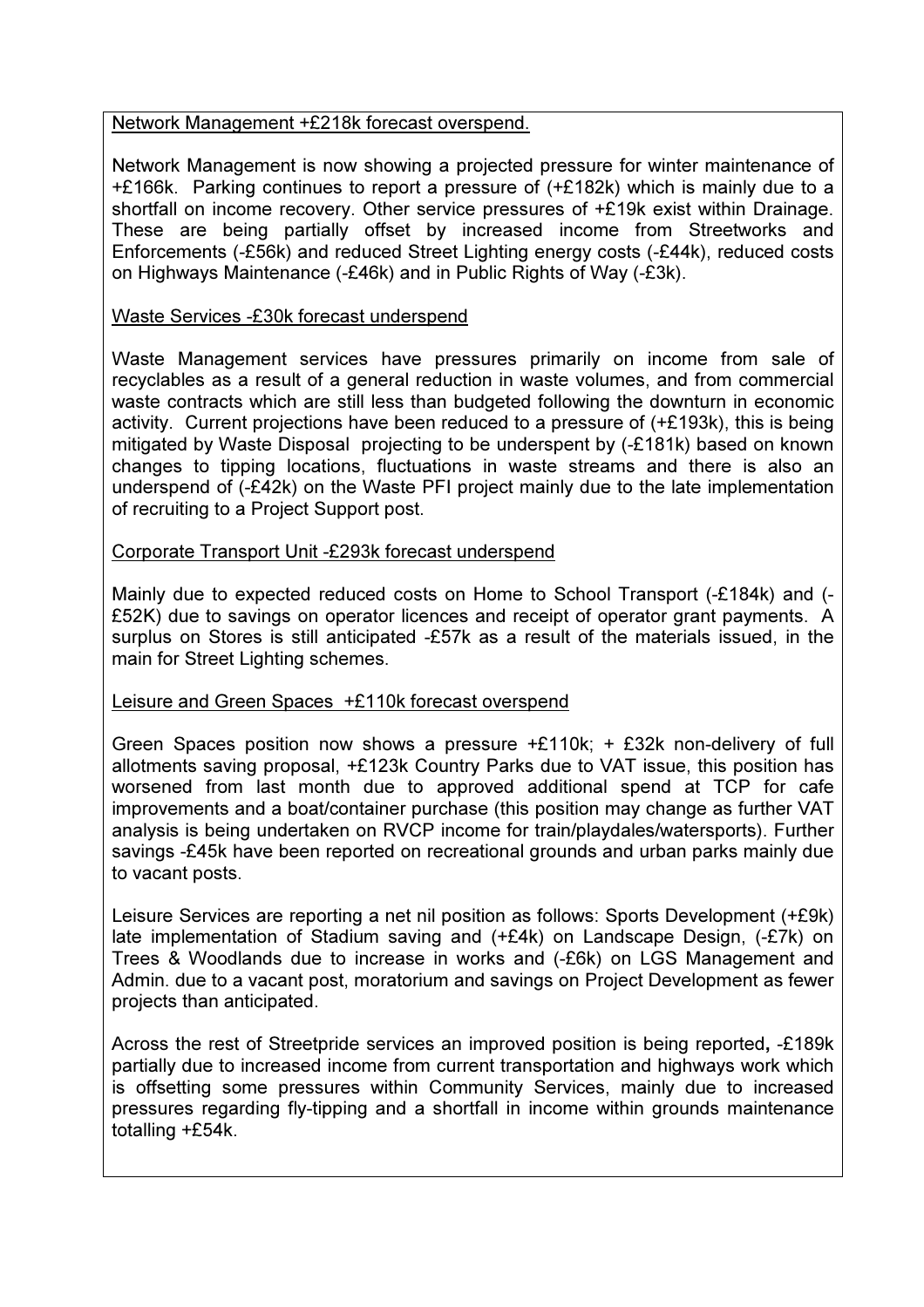<u>Network Management +£218k forecast overspend.</u>

Network Management is now showing a projected pressure for winter maintenance of +£166k. Parking continues to report a pressure of (+£182k) which is mainly due to a shortfall on income recovery. Other service pressures of +£19k exist within Drainage. These are being partially offset by increased income from Streetworks and Enforcements (-£56k) and reduced Street Lighting energy costs (-£44k), reduced costs on Highways Maintenance (-£46k) and in Public Rights of Way (-£3k).

<u>Waste Services -£30k forecast underspend</u>

Waste Management services have pressures primarily on income from sale of recyclables as a result of a general reduction in waste volumes, and from commercial waste contracts which are still less than budgeted following the downturn in economic activity. Current projections have been reduced to a pressure of (+£193k), this is being mitigated by Waste Disposal projecting to be underspent by (-£181k) based on known changes to tipping locations, fluctuations in waste streams and there is also an underspend of (-£42k) on the Waste PFI project mainly due to the late implementation of recruiting to a Project Support post.

<u>Corporate Transport Unit -£293k forecast underspend</u>

Mainly due to expected reduced costs on Home to School Transport (-£184k) and (-£52K) due to savings on operator licences and receipt of operator grant payments. A surplus on Stores is still anticipated -£57k as a result of the materials issued, in the main for Street Lighting schemes.

<u>Leisure and Green Spaces +£110k forecast overspend</u>

Green Spaces position now shows a pressure +£110k; + £32k non-delivery of full allotments saving proposal, +£123k Country Parks due to VAT issue, this position has worsened from last month due to approved additional spend at TCP for cafe improvements and a boat/container purchase (this position may change as further VAT analysis is being undertaken on RVCP income for train/playdales/watersports). Further savings -£45k have been reported on recreational grounds and urban parks mainly due to vacant posts.

Leisure Services are reporting a net nil position as follows: Sports Development (+£9k) late implementation of Stadium saving and (+£4k) on Landscape Design, (-£7k) on Trees & Woodlands due to increase in works and (-£6k) on LGS Management and Admin. due to a vacant post, moratorium and savings on Project Development as fewer projects than anticipated.

Across the rest of Streetpride services an improved position is being reported**,** -£189k partially due to increased income from current transportation and highways work which is offsetting some pressures within Community Services, mainly due to increased pressures regarding fly-tipping and a shortfall in income within grounds maintenance totalling +£54k.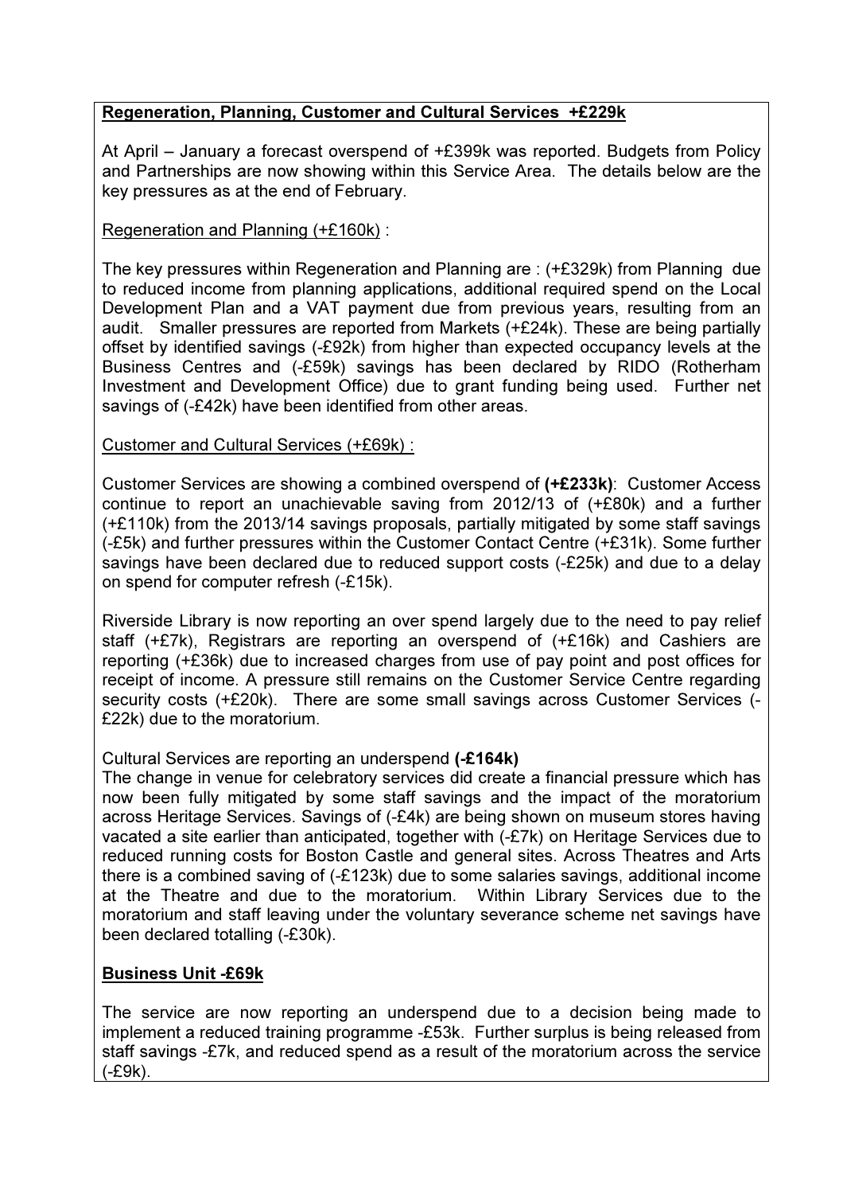**Regeneration, Planning, Customer and Cultural Services +£229k**

At April – January a forecast overspend of +£399k was reported. Budgets from Policy and Partnerships are now showing within this Service Area. The details below are the key pressures as at the end of February.

Regeneration and Planning (+£160k) :

The key pressures within Regeneration and Planning are : (+£329k) from Planning due to reduced income from planning applications, additional required spend on the Local Development Plan and a VAT payment due from previous years, resulting from an audit. Smaller pressures are reported from Markets (+£24k). These are being partially offset by identified savings (-£92k) from higher than expected occupancy levels at the Business Centres and (-£59k) savings has been declared by RIDO (Rotherham Investment and Development Office) due to grant funding being used. Further net savings of (-£42k) have been identified from other areas.

Customer and Cultural Services (+£69k) :

Customer Services are showing a combined overspend of **(+£233k)**: Customer Access continue to report an unachievable saving from 2012/13 of (+£80k) and a further (+£110k) from the 2013/14 savings proposals, partially mitigated by some staff savings (-£5k) and further pressures within the Customer Contact Centre (+£31k). Some further savings have been declared due to reduced support costs (-£25k) and due to a delay on spend for computer refresh (-£15k).

Riverside Library is now reporting an over spend largely due to the need to pay relief staff (+£7k), Registrars are reporting an overspend of (+£16k) and Cashiers are reporting (+£36k) due to increased charges from use of pay point and post offices for receipt of income. A pressure still remains on the Customer Service Centre regarding security costs (+£20k). There are some small savings across Customer Services (-£22k) due to the moratorium.

Cultural Services are reporting an underspend **(-£164k)**
The change in venue for celebratory services did create a financial pressure which has now been fully mitigated by some staff savings and the impact of the moratorium across Heritage Services. Savings of (-£4k) are being shown on museum stores having vacated a site earlier than anticipated, together with (-£7k) on Heritage Services due to reduced running costs for Boston Castle and general sites. Across Theatres and Arts there is a combined saving of (-£123k) due to some salaries savings, additional income at the Theatre and due to the moratorium. Within Library Services due to the moratorium and staff leaving under the voluntary severance scheme net savings have been declared totalling (-£30k).

**Business Unit -£69k**

The service are now reporting an underspend due to a decision being made to implement a reduced training programme -£53k. Further surplus is being released from staff savings -£7k, and reduced spend as a result of the moratorium across the service (-£9k).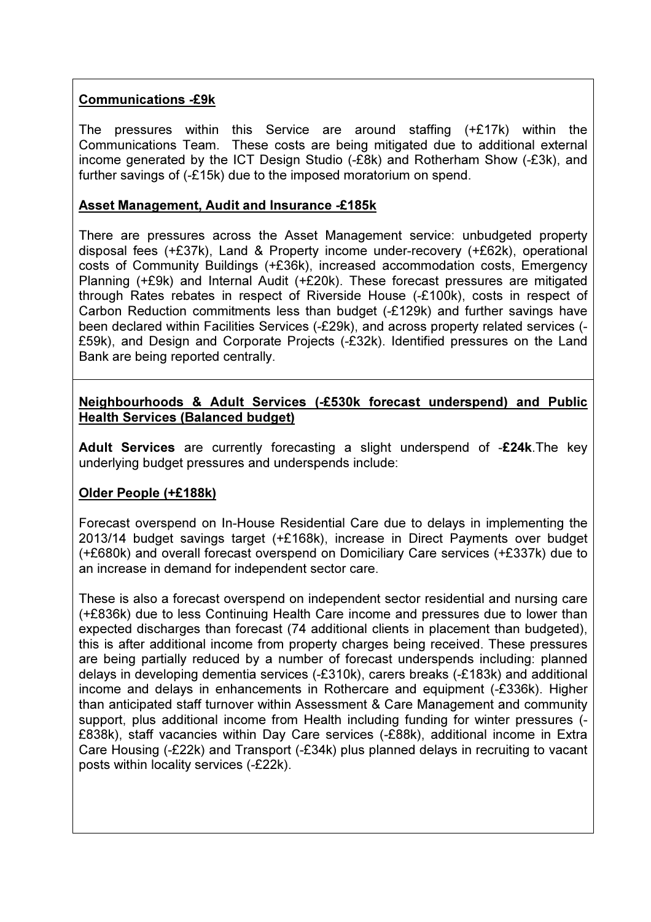<u>**Communications -£9k**</u>

The pressures within this Service are around staffing (+£17k) within the Communications Team. These costs are being mitigated due to additional external income generated by the ICT Design Studio (-£8k) and Rotherham Show (-£3k), and further savings of (-£15k) due to the imposed moratorium on spend.

<u>**Asset Management, Audit and Insurance -£185k**</u>

There are pressures across the Asset Management service: unbudgeted property disposal fees (+£37k), Land & Property income under-recovery (+£62k), operational costs of Community Buildings (+£36k), increased accommodation costs, Emergency Planning (+£9k) and Internal Audit (+£20k). These forecast pressures are mitigated through Rates rebates in respect of Riverside House (-£100k), costs in respect of Carbon Reduction commitments less than budget (-£129k) and further savings have been declared within Facilities Services (-£29k), and across property related services (-£59k), and Design and Corporate Projects (-£32k). Identified pressures on the Land Bank are being reported centrally.

<u>**Neighbourhoods & Adult Services (-£530k forecast underspend) and Public Health Services (Balanced budget)**</u>

**Adult Services** are currently forecasting a slight underspend of -**£24k**.The key underlying budget pressures and underspends include:

<u>**Older People (+£188k)**</u>

Forecast overspend on In-House Residential Care due to delays in implementing the 2013/14 budget savings target (+£168k), increase in Direct Payments over budget (+£680k) and overall forecast overspend on Domiciliary Care services (+£337k) due to an increase in demand for independent sector care.

These is also a forecast overspend on independent sector residential and nursing care (+£836k) due to less Continuing Health Care income and pressures due to lower than expected discharges than forecast (74 additional clients in placement than budgeted), this is after additional income from property charges being received. These pressures are being partially reduced by a number of forecast underspends including: planned delays in developing dementia services (-£310k), carers breaks (-£183k) and additional income and delays in enhancements in Rothercare and equipment (-£336k). Higher than anticipated staff turnover within Assessment & Care Management and community support, plus additional income from Health including funding for winter pressures (-£838k), staff vacancies within Day Care services (-£88k), additional income in Extra Care Housing (-£22k) and Transport (-£34k) plus planned delays in recruiting to vacant posts within locality services (-£22k).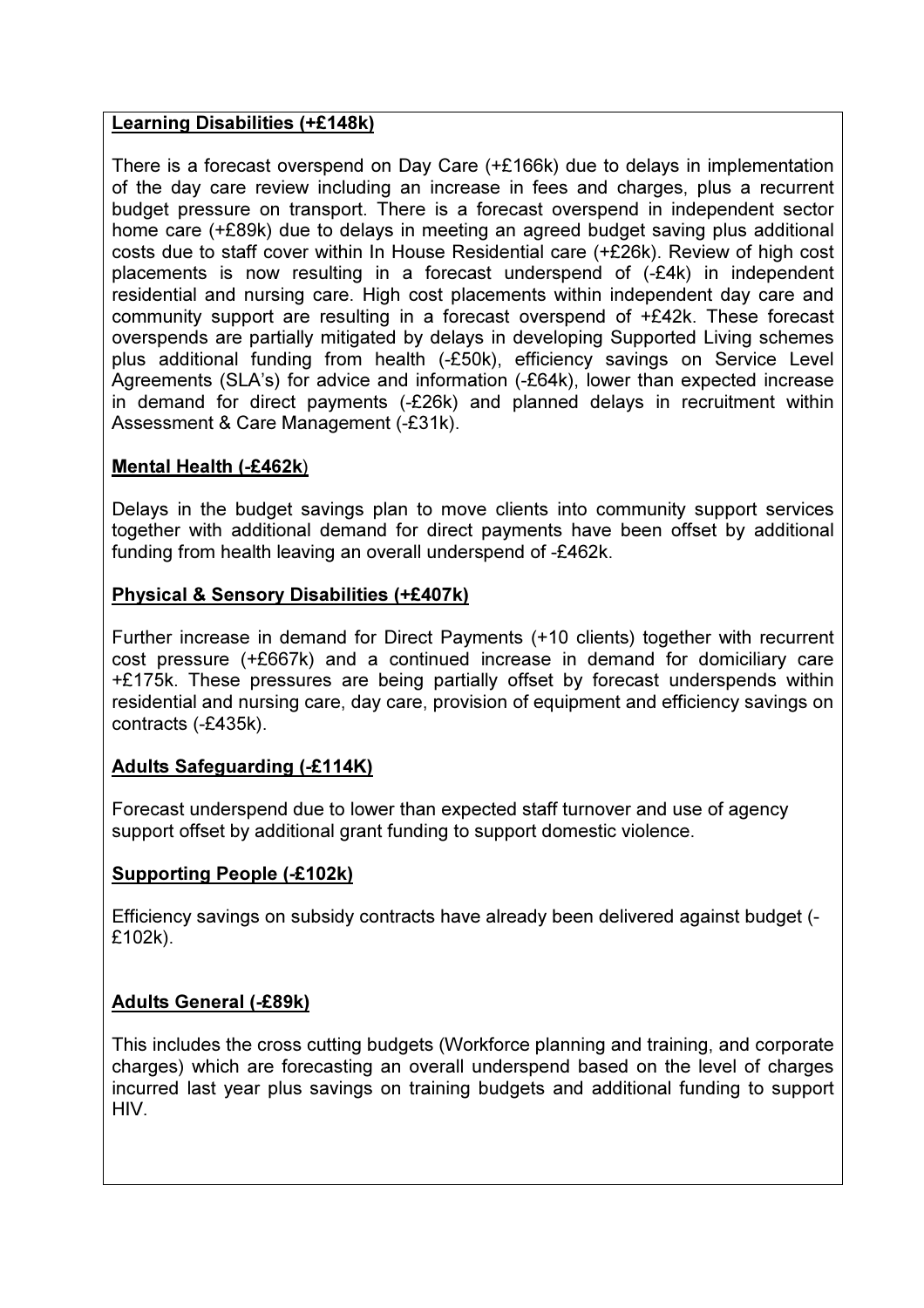**Learning Disabilities (+£148k)**

There is a forecast overspend on Day Care (+£166k) due to delays in implementation of the day care review including an increase in fees and charges, plus a recurrent budget pressure on transport. There is a forecast overspend in independent sector home care (+£89k) due to delays in meeting an agreed budget saving plus additional costs due to staff cover within In House Residential care (+£26k). Review of high cost placements is now resulting in a forecast underspend of (-£4k) in independent residential and nursing care. High cost placements within independent day care and community support are resulting in a forecast overspend of +£42k. These forecast overspends are partially mitigated by delays in developing Supported Living schemes plus additional funding from health (-£50k), efficiency savings on Service Level Agreements (SLA's) for advice and information (-£64k), lower than expected increase in demand for direct payments (-£26k) and planned delays in recruitment within Assessment & Care Management (-£31k).

**Mental Health (-£462k)**

Delays in the budget savings plan to move clients into community support services together with additional demand for direct payments have been offset by additional funding from health leaving an overall underspend of -£462k.

**Physical & Sensory Disabilities (+£407k)**

Further increase in demand for Direct Payments (+10 clients) together with recurrent cost pressure (+£667k) and a continued increase in demand for domiciliary care +£175k. These pressures are being partially offset by forecast underspends within residential and nursing care, day care, provision of equipment and efficiency savings on contracts (-£435k).

**Adults Safeguarding (-£114K)**

Forecast underspend due to lower than expected staff turnover and use of agency support offset by additional grant funding to support domestic violence.

**Supporting People (-£102k)**

Efficiency savings on subsidy contracts have already been delivered against budget (-£102k).

**Adults General (-£89k)**

This includes the cross cutting budgets (Workforce planning and training, and corporate charges) which are forecasting an overall underspend based on the level of charges incurred last year plus savings on training budgets and additional funding to support HIV.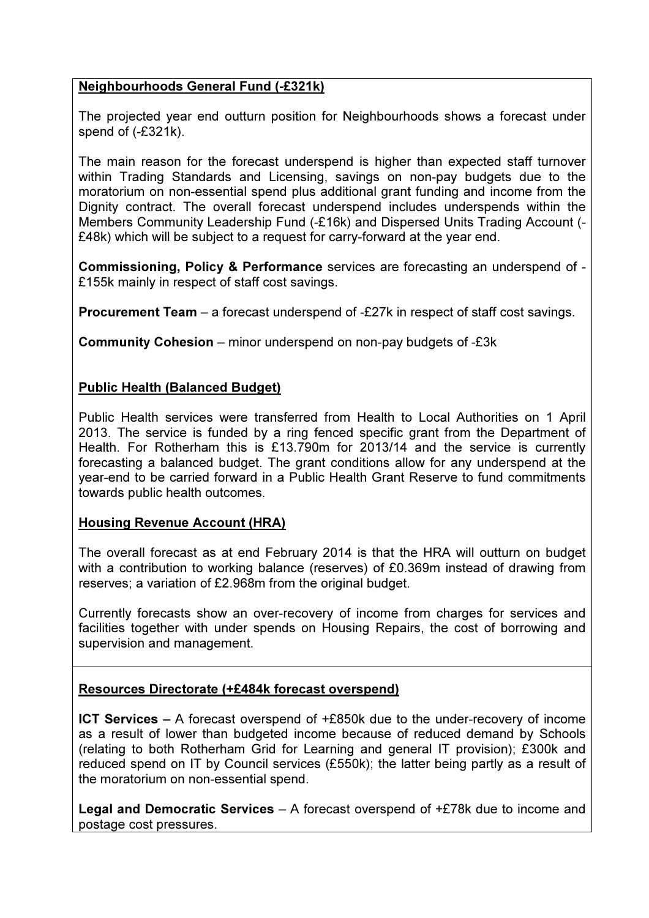**Neighbourhoods General Fund (-£321k)**

The projected year end outturn position for Neighbourhoods shows a forecast under spend of (-£321k).

The main reason for the forecast underspend is higher than expected staff turnover within Trading Standards and Licensing, savings on non-pay budgets due to the moratorium on non-essential spend plus additional grant funding and income from the Dignity contract. The overall forecast underspend includes underspends within the Members Community Leadership Fund (-£16k) and Dispersed Units Trading Account (-£48k) which will be subject to a request for carry-forward at the year end.

**Commissioning, Policy & Performance** services are forecasting an underspend of -£155k mainly in respect of staff cost savings.

**Procurement Team** – a forecast underspend of -£27k in respect of staff cost savings.

**Community Cohesion** – minor underspend on non-pay budgets of -£3k

**Public Health (Balanced Budget)**

Public Health services were transferred from Health to Local Authorities on 1 April 2013. The service is funded by a ring fenced specific grant from the Department of Health. For Rotherham this is £13.790m for 2013/14 and the service is currently forecasting a balanced budget. The grant conditions allow for any underspend at the year-end to be carried forward in a Public Health Grant Reserve to fund commitments towards public health outcomes.

**Housing Revenue Account (HRA)**

The overall forecast as at end February 2014 is that the HRA will outturn on budget with a contribution to working balance (reserves) of £0.369m instead of drawing from reserves; a variation of £2.968m from the original budget.

Currently forecasts show an over-recovery of income from charges for services and facilities together with under spends on Housing Repairs, the cost of borrowing and supervision and management.

**Resources Directorate (+£484k forecast overspend)**

**ICT Services –** A forecast overspend of +£850k due to the under-recovery of income as a result of lower than budgeted income because of reduced demand by Schools (relating to both Rotherham Grid for Learning and general IT provision); £300k and reduced spend on IT by Council services (£550k); the latter being partly as a result of the moratorium on non-essential spend.

**Legal and Democratic Services** – A forecast overspend of +£78k due to income and postage cost pressures.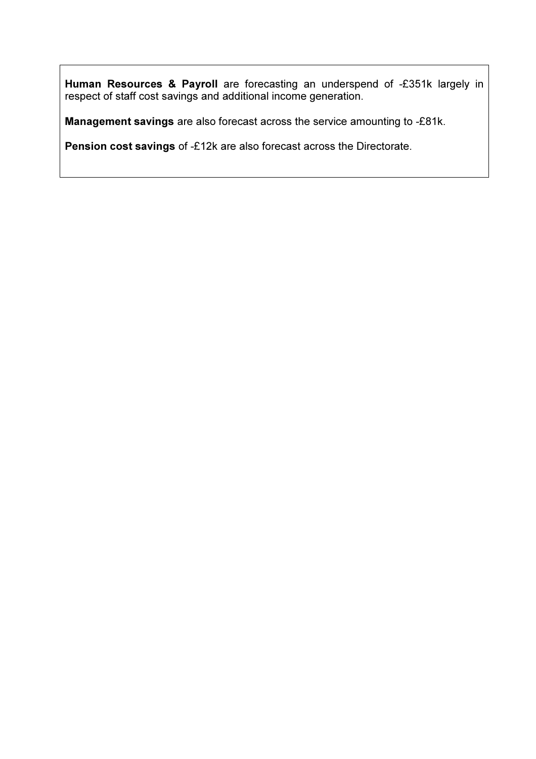**Human Resources & Payroll** are forecasting an underspend of -£351k largely in respect of staff cost savings and additional income generation.

**Management savings** are also forecast across the service amounting to -£81k.

**Pension cost savings** of -£12k are also forecast across the Directorate.